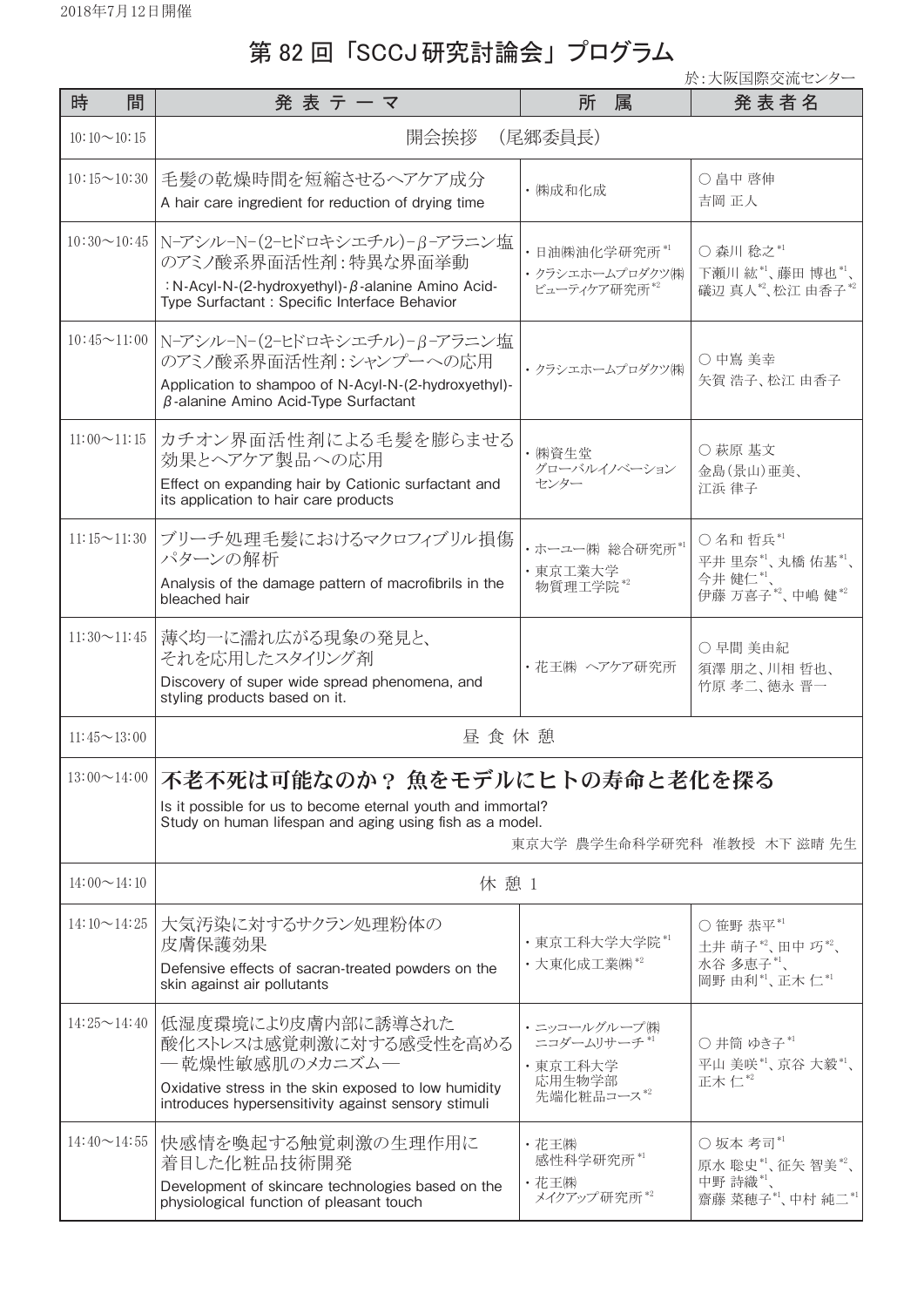2018年7月12日開催

# 第 82 回「SCCJ 研究討論会」プログラム

於：大阪国際交流センター

| 時　間 | 発表テーマ | 所　属 | 発表者名 |
|---|---|---|---|
| 10:10〜10:15 | 開会挨拶　(尾郷委員長) | | |
| 10:15〜10:30 | 毛髪の乾燥時間を短縮させるヘアケア成分<br>A hair care ingredient for reduction of drying time | ・㈱成和化成 | ○畠中 啓伸<br>吉岡 正人 |
| 10:30〜10:45 | N-アシル-N-(2-ヒドロキシエチル)-β-アラニン塩のアミノ酸系界面活性剤：特異な界面挙動<br>：N-Acyl-N-(2-hydroxyethyl)-β-alanine Amino Acid-Type Surfactant : Specific Interface Behavior | ・日油㈱油化学研究所 [*1]<br>・クラシエホームプロダクツ㈱ビューティケア研究所 [*2] | ○森川 稔之 [*1]<br>下瀬川 紘 [*1]、藤田 博也 [*1]、礒辺 真人 [*2]、松江 由香子 [*2] |
| 10:45〜11:00 | N-アシル-N-(2-ヒドロキシエチル)-β-アラニン塩のアミノ酸系界面活性剤：シャンプーへの応用<br>Application to shampoo of N-Acyl-N-(2-hydroxyethyl)-β-alanine Amino Acid-Type Surfactant | ・クラシエホームプロダクツ㈱ | ○中嶌 美幸<br>矢賀 浩子、松江 由香子 |
| 11:00〜11:15 | カチオン界面活性剤による毛髪を膨らませる効果とヘアケア製品への応用<br>Effect on expanding hair by Cationic surfactant and its application to hair care products | ・㈱資生堂 グローバルイノベーションセンター | ○萩原 基文<br>金島(景山)亜美、<br>江浜 律子 |
| 11:15〜11:30 | ブリーチ処理毛髪におけるマクロフィブリル損傷パターンの解析<br>Analysis of the damage pattern of macrofibrils in the bleached hair | ・ホーユー㈱ 総合研究所 [*1]<br>・東京工業大学 物質理工学院 [*2] | ○名和 哲兵 [*1]<br>平井 里奈 [*1]、丸橋 佑基 [*1]、今井 健仁 [*1]、<br>伊藤 万喜子 [*2]、中嶋 健 [*2] |
| 11:30〜11:45 | 薄く均一に濡れ広がる現象の発見と、それを応用したスタイリング剤<br>Discovery of super wide spread phenomena, and styling products based on it. | ・花王㈱　ヘアケア研究所 | ○早間 美由紀<br>須澤 朋之、川相 哲也、<br>竹原 孝二、徳永 晋一 |
| 11:45〜13:00 | 昼食休憩 | | |
| 13:00〜14:00 | **不老不死は可能なのか？ 魚をモデルにヒトの寿命と老化を探る**<br>Is it possible for us to become eternal youth and immortal?<br>Study on human lifespan and aging using fish as a model.<br>東京大学 農学生命科学研究科 准教授 木下 滋晴 先生 | | |
| 14:00〜14:10 | 休憩 1 | | |
| 14:10〜14:25 | 大気汚染に対するサクラン処理粉体の皮膚保護効果<br>Defensive effects of sacran-treated powders on the skin against air pollutants | ・東京工科大学大学院 [*1]<br>・大東化成工業㈱ [*2] | ○笹野 恭平 [*1]<br>土井 萌子 [*2]、田中 巧 [*2]、<br>水谷 多恵子 [*1]、<br>岡野 由利 [*1]、正木 仁 [*1] |
| 14:25〜14:40 | 低湿度環境により皮膚内部に誘導された酸化ストレスは感覚刺激に対する感受性を高める―乾燥性敏感肌のメカニズム―<br>Oxidative stress in the skin exposed to low humidity introduces hypersensitivity against sensory stimuli | ・ニッコールグループ㈱ ニコダームリサーチ [*1]<br>・東京工科大学 応用生物学部 先端化粧品コース [*2] | ○井筒 ゆき子 [*1]<br>平山 美咲 [*1]、京谷 大毅 [*1]、<br>正木 仁 [*2] |
| 14:40〜14:55 | 快感情を喚起する触覚刺激の生理作用に着目した化粧品技術開発<br>Development of skincare technologies based on the physiological function of pleasant touch | ・花王㈱ 感性科学研究所 [*1]<br>・花王㈱ メイクアップ研究所 [*2] | ○坂本 考司 [*1]<br>原水 聡史 [*1]、征矢 智美 [*2]、<br>中野 詩織 [*1]、<br>齋藤 菜穂子 [*1]、中村 純二 [*1] |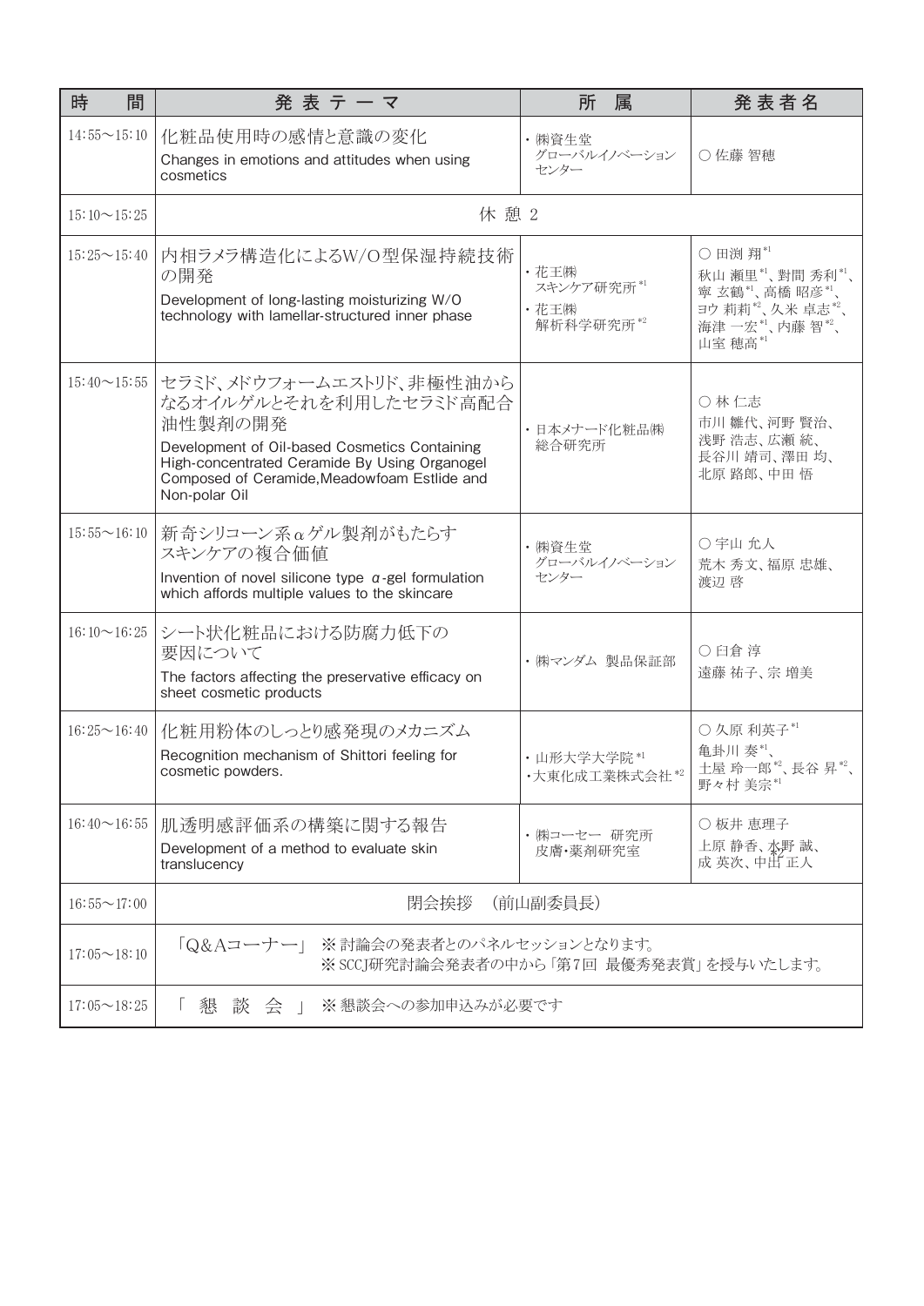| 時　間 | 発表テーマ | 所　属 | 発表者名 |
|---|---|---|---|
| 14:55〜15:10 | 化粧品使用時の感情と意識の変化<br>Changes in emotions and attitudes when using cosmetics | ・㈱資生堂 グローバルイノベーションセンター | ○佐藤 智穂 |
| 15:10〜15:25 | 休憩 2 | | |
| 15:25〜15:40 | 内相ラメラ構造化によるW/O型保湿持続技術の開発<br>Development of long-lasting moisturizing W/O technology with lamellar-structured inner phase | ・花王㈱ スキンケア研究所[*1]<br>・花王㈱ 解析科学研究所[*2] | ○田渕 翔[*1]<br>秋山 瀬里[*1]、對間 秀利[*1]、寧 玄鶴[*1]、高橋 昭彦[*1]、ヨウ 莉莉[*2]、久米 卓志[*2]、海津 一宏[*1]、内藤 智[*2]、山室 穂高[*1] |
| 15:40〜15:55 | セラミド、メドウフォームエストリド、非極性油からなるオイルゲルとそれを利用したセラミド高配合油性製剤の開発<br>Development of Oil-based Cosmetics Containing High-concentrated Ceramide By Using Organogel Composed of Ceramide,Meadowfoam Estlide and Non-polar Oil | ・日本メナード化粧品㈱ 総合研究所 | ○林 仁志<br>市川 雛代、河野 賢治、浅野 浩志、広瀬 統、長谷川 靖司、澤田 均、北原 路郎、中田 悟 |
| 15:55〜16:10 | 新奇シリコーン系αゲル製剤がもたらすスキンケアの複合価値<br>Invention of novel silicone type α-gel formulation which affords multiple values to the skincare | ・㈱資生堂 グローバルイノベーションセンター | ○宇山 允人<br>荒木 秀文、福原 忠雄、渡辺 啓 |
| 16:10〜16:25 | シート状化粧品における防腐力低下の要因について<br>The factors affecting the preservative efficacy on sheet cosmetic products | ・㈱マンダム 製品保証部 | ○臼倉 淳<br>遠藤 祐子、宗 増美 |
| 16:25〜16:40 | 化粧用粉体のしっとり感発現のメカニズム<br>Recognition mechanism of Shittori feeling for cosmetic powders. | ・山形大学大学院[*1]<br>・大東化成工業株式会社[*2] | ○久原 利英子[*1]<br>亀井川 奏[*1]、土屋 玲一郎[*2]、長谷 昇[*2]、野々村 美宗[*1] |
| 16:40〜16:55 | 肌透明感評価系の構築に関する報告<br>Development of a method to evaluate skin translucency | ・㈱コーセー 研究所 皮膚・薬剤研究室 | ○板井 恵理子<br>上原 静香、水野 誠、成 英次、中山 正人 |
| 16:55〜17:00 | 閉会挨拶　（前山副委員長） | | |
| 17:05〜18:10 | 「Q&Aコーナー」 ※討論会の発表者とのパネルセッションとなります。<br>※SCCJ研究討論会発表者の中から「第7回 最優秀発表賞」を授与いたします。 | | |
| 17:05〜18:25 | 「 懇 談 会 」 ※懇談会への参加申込みが必要です | | |